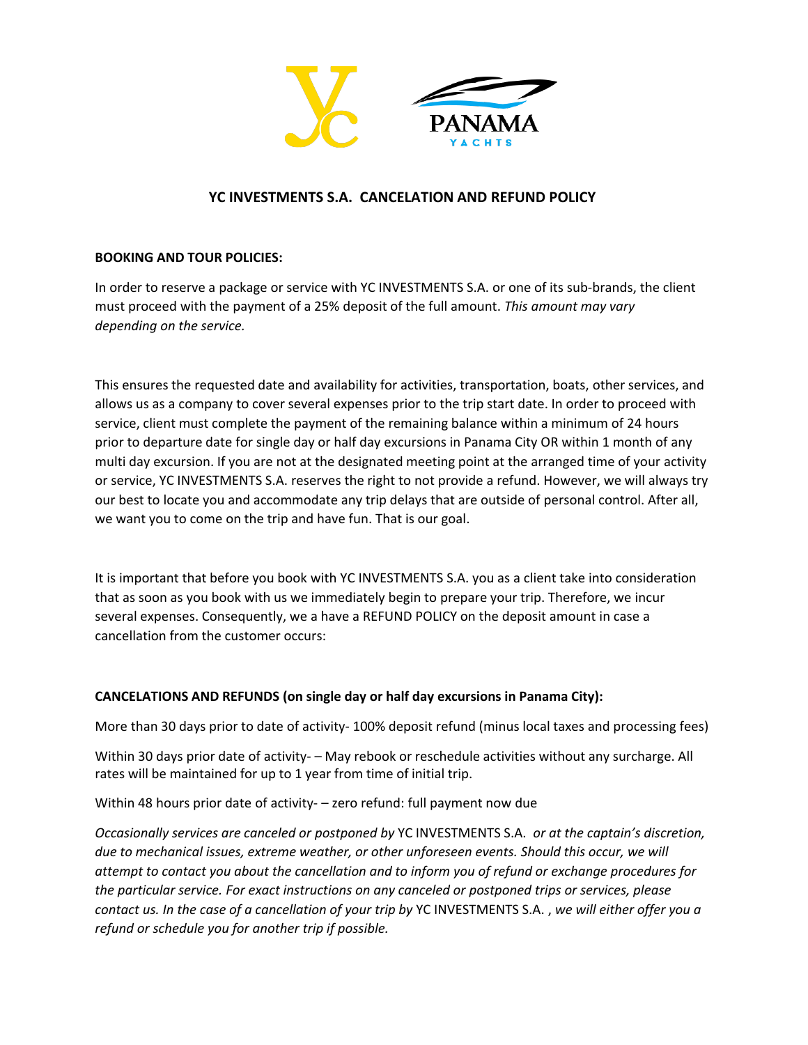# YC INVESTMENTS S.A. CANCELATION AND REFUND POLICY

**BOOKING AND TOUR POLICIES:**

In order to reserve a package or service with YC INVESTMENTS S.A. or one of its sub-brands, the client must proceed with the payment of a 25% deposit of the full amount. *This amount may vary depending on the service.*

This ensures the requested date and availability for activities, transportation, boats, other services, and allows us as a company to cover several expenses prior to the trip start date. In order to proceed with service, client must complete the payment of the remaining balance within a minimum of 24 hours prior to departure date for single day or half day excursions in Panama City OR within 1 month of any multi day excursion. If you are not at the designated meeting point at the arranged time of your activity or service, YC INVESTMENTS S.A. reserves the right to not provide a refund. However, we will always try our best to locate you and accommodate any trip delays that are outside of personal control. After all, we want you to come on the trip and have fun. That is our goal.

It is important that before you book with YC INVESTMENTS S.A. you as a client take into consideration that as soon as you book with us we immediately begin to prepare your trip. Therefore, we incur several expenses. Consequently, we a have a REFUND POLICY on the deposit amount in case a cancellation from the customer occurs:

**CANCELATIONS AND REFUNDS (on single day or half day excursions in Panama City):**

More than 30 days prior to date of activity- 100% deposit refund (minus local taxes and processing fees)

Within 30 days prior date of activity- – May rebook or reschedule activities without any surcharge. All rates will be maintained for up to 1 year from time of initial trip.

Within 48 hours prior date of activity- – zero refund: full payment now due

*Occasionally services are canceled or postponed by* YC INVESTMENTS S.A. *or at the captain's discretion, due to mechanical issues, extreme weather, or other unforeseen events. Should this occur, we will attempt to contact you about the cancellation and to inform you of refund or exchange procedures for the particular service. For exact instructions on any canceled or postponed trips or services, please contact us. In the case of a cancellation of your trip by* YC INVESTMENTS S.A. *, we will either offer you a refund or schedule you for another trip if possible.*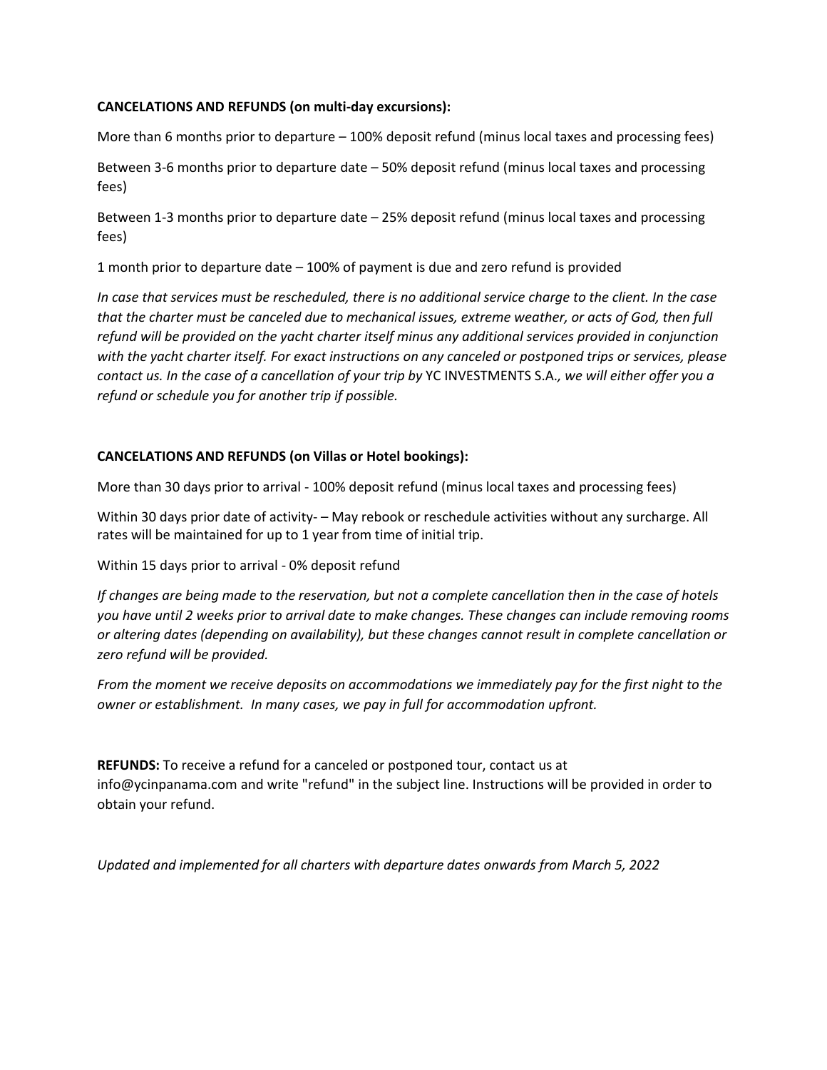**CANCELATIONS AND REFUNDS (on multi-day excursions):**

More than 6 months prior to departure – 100% deposit refund (minus local taxes and processing fees)

Between 3-6 months prior to departure date – 50% deposit refund (minus local taxes and processing fees)

Between 1-3 months prior to departure date – 25% deposit refund (minus local taxes and processing fees)

1 month prior to departure date – 100% of payment is due and zero refund is provided

*In case that services must be rescheduled, there is no additional service charge to the client. In the case that the charter must be canceled due to mechanical issues, extreme weather, or acts of God, then full refund will be provided on the yacht charter itself minus any additional services provided in conjunction with the yacht charter itself. For exact instructions on any canceled or postponed trips or services, please contact us. In the case of a cancellation of your trip by* YC INVESTMENTS S.A.*, we will either offer you a refund or schedule you for another trip if possible.*

**CANCELATIONS AND REFUNDS (on Villas or Hotel bookings):**

More than 30 days prior to arrival - 100% deposit refund (minus local taxes and processing fees)

Within 30 days prior date of activity- – May rebook or reschedule activities without any surcharge. All rates will be maintained for up to 1 year from time of initial trip.

Within 15 days prior to arrival - 0% deposit refund

*If changes are being made to the reservation, but not a complete cancellation then in the case of hotels you have until 2 weeks prior to arrival date to make changes. These changes can include removing rooms or altering dates (depending on availability), but these changes cannot result in complete cancellation or zero refund will be provided.*

*From the moment we receive deposits on accommodations we immediately pay for the first night to the owner or establishment. In many cases, we pay in full for accommodation upfront.*

**REFUNDS:** To receive a refund for a canceled or postponed tour, contact us at info@ycinpanama.com and write "refund" in the subject line. Instructions will be provided in order to obtain your refund.

*Updated and implemented for all charters with departure dates onwards from March 5, 2022*